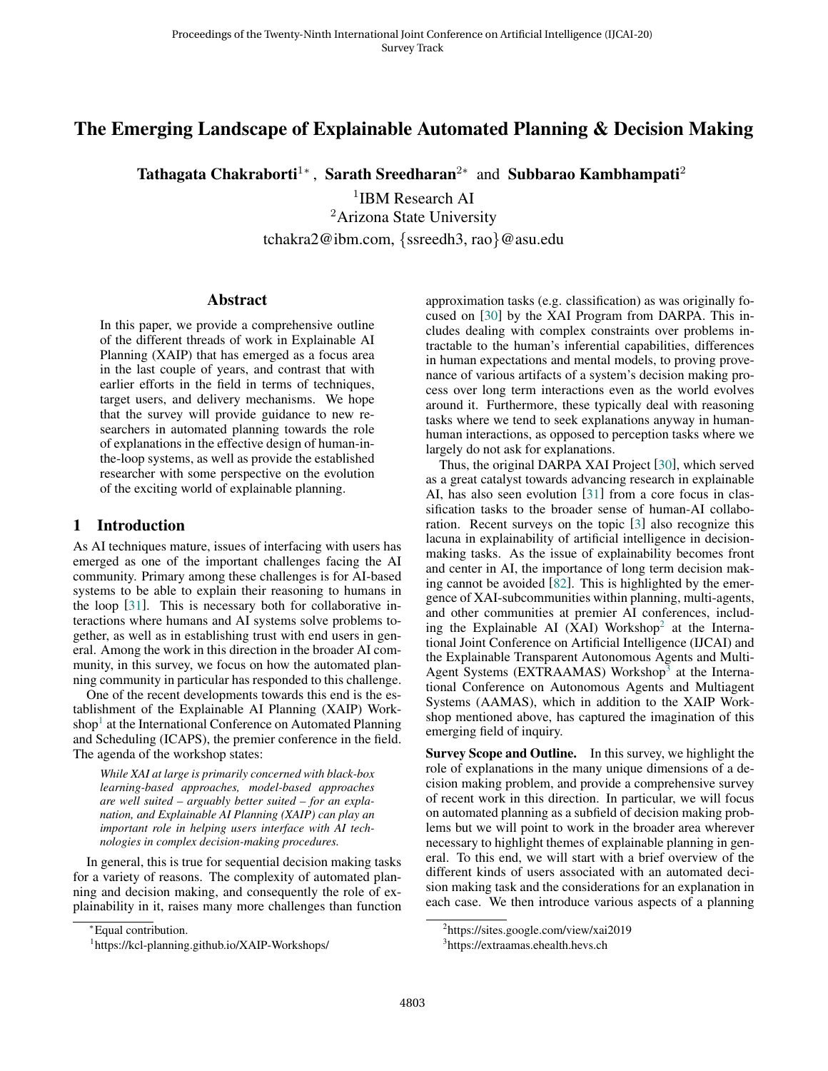# The Emerging Landscape of Explainable Automated Planning & Decision Making

**Tathagata Chakraborti**[1*], **Sarath Sreedharan**[2*] and **Subbarao Kambhampati**[2]

[1]IBM Research AI
[2]Arizona State University
tchakra2@ibm.com, {ssreedh3, rao}@asu.edu

## Abstract

In this paper, we provide a comprehensive outline of the different threads of work in Explainable AI Planning (XAIP) that has emerged as a focus area in the last couple of years, and contrast that with earlier efforts in the field in terms of techniques, target users, and delivery mechanisms. We hope that the survey will provide guidance to new researchers in automated planning towards the role of explanations in the effective design of human-in-the-loop systems, as well as provide the established researcher with some perspective on the evolution of the exciting world of explainable planning.

## 1 Introduction

As AI techniques mature, issues of interfacing with users has emerged as one of the important challenges facing the AI community. Primary among these challenges is for AI-based systems to be able to explain their reasoning to humans in the loop [31]. This is necessary both for collaborative interactions where humans and AI systems solve problems together, as well as in establishing trust with end users in general. Among the work in this direction in the broader AI community, in this survey, we focus on how the automated planning community in particular has responded to this challenge.

One of the recent developments towards this end is the establishment of the Explainable AI Planning (XAIP) Workshop[1] at the International Conference on Automated Planning and Scheduling (ICAPS), the premier conference in the field. The agenda of the workshop states:

> *While XAI at large is primarily concerned with black-box learning-based approaches, model-based approaches are well suited – arguably better suited – for an explanation, and Explainable AI Planning (XAIP) can play an important role in helping users interface with AI technologies in complex decision-making procedures.*

In general, this is true for sequential decision making tasks for a variety of reasons. The complexity of automated planning and decision making, and consequently the role of explainability in it, raises many more challenges than function approximation tasks (e.g. classification) as was originally focused on [30] by the XAI Program from DARPA. This includes dealing with complex constraints over problems intractable to the human's inferential capabilities, differences in human expectations and mental models, to proving provenance of various artifacts of a system's decision making process over long term interactions even as the world evolves around it. Furthermore, these typically deal with reasoning tasks where we tend to seek explanations anyway in human-human interactions, as opposed to perception tasks where we largely do not ask for explanations.

Thus, the original DARPA XAI Project [30], which served as a great catalyst towards advancing research in explainable AI, has also seen evolution [31] from a core focus in classification tasks to the broader sense of human-AI collaboration. Recent surveys on the topic [3] also recognize this lacuna in explainability of artificial intelligence in decision-making tasks. As the issue of explainability becomes front and center in AI, the importance of long term decision making cannot be avoided [82]. This is highlighted by the emergence of XAI-subcommunities within planning, multi-agents, and other communities at premier AI conferences, including the Explainable AI (XAI) Workshop[2] at the International Joint Conference on Artificial Intelligence (IJCAI) and the Explainable Transparent Autonomous Agents and Multi-Agent Systems (EXTRAAMAS) Workshop[3] at the International Conference on Autonomous Agents and Multiagent Systems (AAMAS), which in addition to the XAIP Workshop mentioned above, has captured the imagination of this emerging field of inquiry.

**Survey Scope and Outline.** In this survey, we highlight the role of explanations in the many unique dimensions of a decision making problem, and provide a comprehensive survey of recent work in this direction. In particular, we will focus on automated planning as a subfield of decision making problems but we will point to work in the broader area wherever necessary to highlight themes of explainable planning in general. To this end, we will start with a brief overview of the different kinds of users associated with an automated decision making task and the considerations for an explanation in each case. We then introduce various aspects of a planning

---

*Equal contribution.

[1]https://kcl-planning.github.io/XAIP-Workshops/

[2]https://sites.google.com/view/xai2019

[3]https://extraamas.ehealth.hevs.ch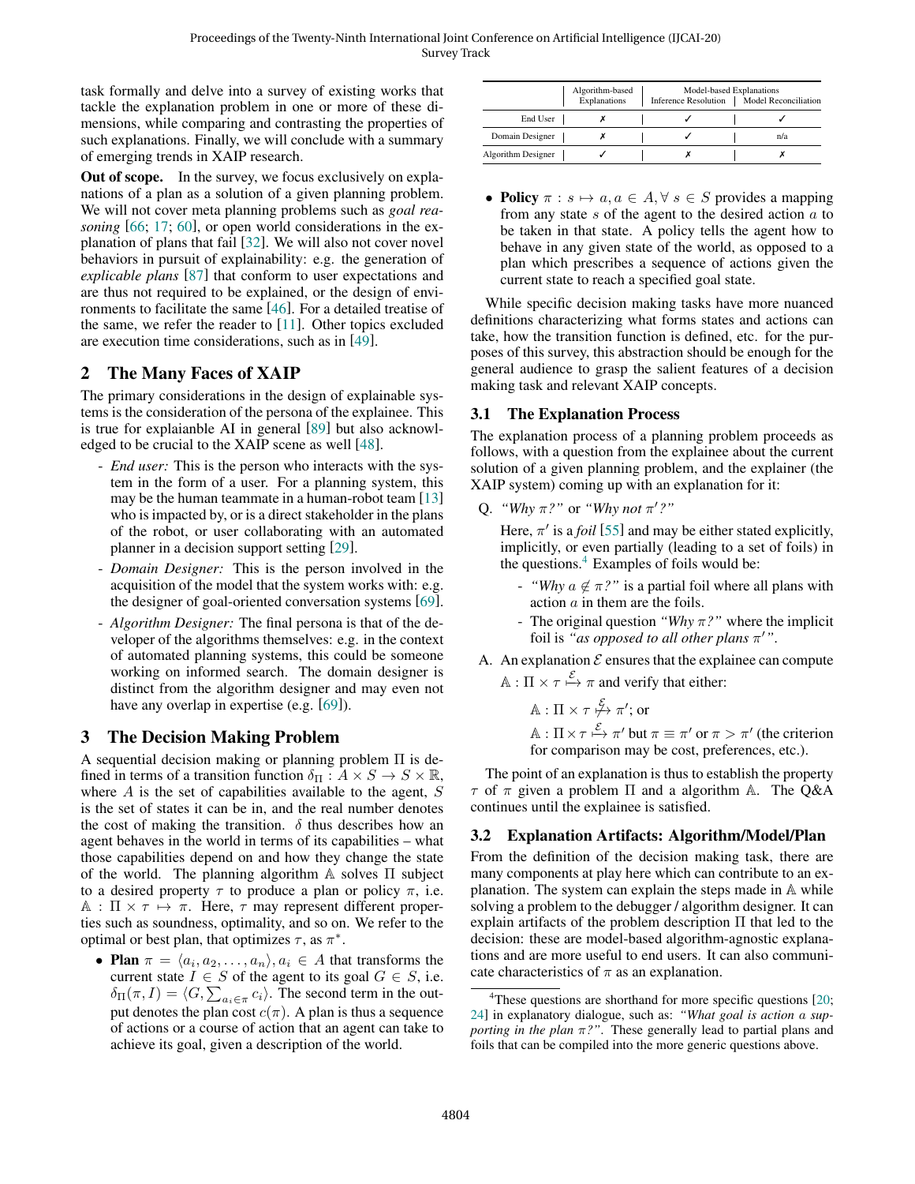task formally and delve into a survey of existing works that tackle the explanation problem in one or more of these dimensions, while comparing and contrasting the properties of such explanations. Finally, we will conclude with a summary of emerging trends in XAIP research.

**Out of scope.** In the survey, we focus exclusively on explanations of a plan as a solution of a given planning problem. We will not cover meta planning problems such as *goal reasoning* [66; 17; 60], or open world considerations in the explanation of plans that fail [32]. We will also not cover novel behaviors in pursuit of explainability: e.g. the generation of *explicable plans* [87] that conform to user expectations and are thus not required to be explained, or the design of environments to facilitate the same [46]. For a detailed treatise of the same, we refer the reader to [11]. Other topics excluded are execution time considerations, such as in [49].

## 2 The Many Faces of XAIP

The primary considerations in the design of explainable systems is the consideration of the persona of the explainee. This is true for explaianble AI in general [89] but also acknowledged to be crucial to the XAIP scene as well [48].

- *End user:* This is the person who interacts with the system in the form of a user. For a planning system, this may be the human teammate in a human-robot team [13] who is impacted by, or is a direct stakeholder in the plans of the robot, or user collaborating with an automated planner in a decision support setting [29].
- *Domain Designer:* This is the person involved in the acquisition of the model that the system works with: e.g. the designer of goal-oriented conversation systems [69].
- *Algorithm Designer:* The final persona is that of the developer of the algorithms themselves: e.g. in the context of automated planning systems, this could be someone working on informed search. The domain designer is distinct from the algorithm designer and may even not have any overlap in expertise (e.g. [69]).

## 3 The Decision Making Problem

A sequential decision making or planning problem $\Pi$ is defined in terms of a transition function $\delta_\Pi : A \times S \to S \times \mathbb{R}$, where $A$ is the set of capabilities available to the agent, $S$ is the set of states it can be in, and the real number denotes the cost of making the transition. $\delta$ thus describes how an agent behaves in the world in terms of its capabilities – what those capabilities depend on and how they change the state of the world. The planning algorithm $\mathbb{A}$ solves $\Pi$ subject to a desired property $\tau$ to produce a plan or policy $\pi$, i.e. $\mathbb{A} : \Pi \times \tau \mapsto \pi$. Here, $\tau$ may represent different properties such as soundness, optimality, and so on. We refer to the optimal or best plan, that optimizes $\tau$, as $\pi^*$.

- **Plan** $\pi = \langle a_i, a_2, \ldots, a_n \rangle, a_i \in A$ that transforms the current state $I \in S$ of the agent to its goal $G \in S$, i.e. $\delta_\Pi(\pi, I) = \langle G, \sum_{a_i \in \pi} c_i \rangle$. The second term in the output denotes the plan cost $c(\pi)$. A plan is thus a sequence of actions or a course of action that an agent can take to achieve its goal, given a description of the world.
- **Policy** $\pi : s \mapsto a, a \in A, \forall\, s \in S$ provides a mapping from any state $s$ of the agent to the desired action $a$ to be taken in that state. A policy tells the agent how to behave in any given state of the world, as opposed to a plan which prescribes a sequence of actions given the current state to reach a specified goal state.

| | Algorithm-based Explanations | Model-based Explanations: Inference Resolution | Model-based Explanations: Model Reconciliation |
|---|---|---|---|
| End User | ✗ | ✓ | ✓ |
| Domain Designer | ✗ | ✓ | n/a |
| Algorithm Designer | ✓ | ✗ | ✗ |

While specific decision making tasks have more nuanced definitions characterizing what forms states and actions can take, how the transition function is defined, etc. for the purposes of this survey, this abstraction should be enough for the general audience to grasp the salient features of a decision making task and relevant XAIP concepts.

### 3.1 The Explanation Process

The explanation process of a planning problem proceeds as follows, with a question from the explainee about the current solution of a given planning problem, and the explainer (the XAIP system) coming up with an explanation for it:

Q. *"Why $\pi$?"* or *"Why not $\pi'$?"*

Here, $\pi'$ is a *foil* [55] and may be either stated explicitly, implicitly, or even partially (leading to a set of foils) in the questions.[4] Examples of foils would be:

- *"Why $a \notin \pi$?"* is a partial foil where all plans with action $a$ in them are the foils.
- The original question *"Why $\pi$?"* where the implicit foil is *"as opposed to all other plans $\pi'$"*.

A. An explanation $\mathcal{E}$ ensures that the explainee can compute $\mathbb{A} : \Pi \times \tau \overset{\mathcal{E}}{\mapsto} \pi$ and verify that either:

$\mathbb{A} : \Pi \times \tau \overset{\mathcal{E}}{\not\mapsto} \pi'$; or

$\mathbb{A} : \Pi \times \tau \overset{\mathcal{E}}{\mapsto} \pi'$ but $\pi \equiv \pi'$ or $\pi > \pi'$ (the criterion for comparison may be cost, preferences, etc.).

The point of an explanation is thus to establish the property $\tau$ of $\pi$ given a problem $\Pi$ and a algorithm $\mathbb{A}$. The Q&A continues until the explainee is satisfied.

### 3.2 Explanation Artifacts: Algorithm/Model/Plan

From the definition of the decision making task, there are many components at play here which can contribute to an explanation. The system can explain the steps made in $\mathbb{A}$ while solving a problem to the debugger / algorithm designer. It can explain artifacts of the problem description $\Pi$ that led to the decision: these are model-based algorithm-agnostic explanations and are more useful to end users. It can also communicate characteristics of $\pi$ as an explanation.

[4] These questions are shorthand for more specific questions [20; 24] in explanatory dialogue, such as: *"What goal is action $a$ supporting in the plan $\pi$?"*. These generally lead to partial plans and foils that can be compiled into the more generic questions above.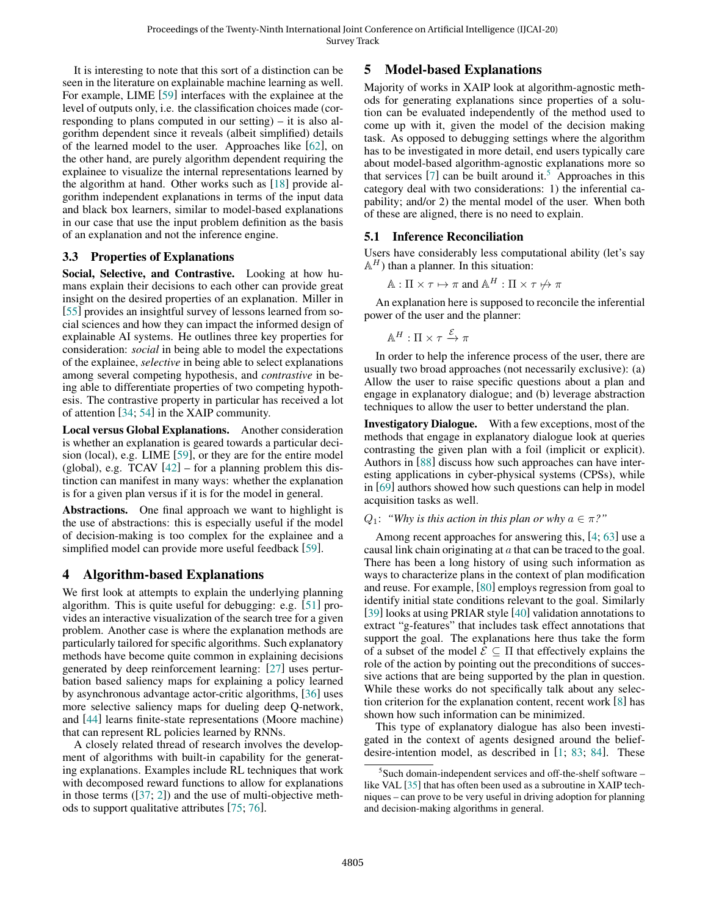It is interesting to note that this sort of a distinction can be seen in the literature on explainable machine learning as well. For example, LIME [59] interfaces with the explainee at the level of outputs only, i.e. the classification choices made (corresponding to plans computed in our setting) – it is also algorithm dependent since it reveals (albeit simplified) details of the learned model to the user. Approaches like [62], on the other hand, are purely algorithm dependent requiring the explainee to visualize the internal representations learned by the algorithm at hand. Other works such as [18] provide algorithm independent explanations in terms of the input data and black box learners, similar to model-based explanations in our case that use the input problem definition as the basis of an explanation and not the inference engine.

### 3.3 Properties of Explanations

**Social, Selective, and Contrastive.** Looking at how humans explain their decisions to each other can provide great insight on the desired properties of an explanation. Miller in [55] provides an insightful survey of lessons learned from social sciences and how they can impact the informed design of explainable AI systems. He outlines three key properties for consideration: *social* in being able to model the expectations of the explainee, *selective* in being able to select explanations among several competing hypothesis, and *contrastive* in being able to differentiate properties of two competing hypothesis. The contrastive property in particular has received a lot of attention [34; 54] in the XAIP community.

**Local versus Global Explanations.** Another consideration is whether an explanation is geared towards a particular decision (local), e.g. LIME [59], or they are for the entire model (global), e.g. TCAV [42] – for a planning problem this distinction can manifest in many ways: whether the explanation is for a given plan versus if it is for the model in general.

**Abstractions.** One final approach we want to highlight is the use of abstractions: this is especially useful if the model of decision-making is too complex for the explainee and a simplified model can provide more useful feedback [59].

## 4 Algorithm-based Explanations

We first look at attempts to explain the underlying planning algorithm. This is quite useful for debugging: e.g. [51] provides an interactive visualization of the search tree for a given problem. Another case is where the explanation methods are particularly tailored for specific algorithms. Such explanatory methods have become quite common in explaining decisions generated by deep reinforcement learning: [27] uses perturbation based saliency maps for explaining a policy learned by asynchronous advantage actor-critic algorithms, [36] uses more selective saliency maps for dueling deep Q-network, and [44] learns finite-state representations (Moore machine) that can represent RL policies learned by RNNs.

A closely related thread of research involves the development of algorithms with built-in capability for the generating explanations. Examples include RL techniques that work with decomposed reward functions to allow for explanations in those terms ([37; 2]) and the use of multi-objective methods to support qualitative attributes [75; 76].

## 5 Model-based Explanations

Majority of works in XAIP look at algorithm-agnostic methods for generating explanations since properties of a solution can be evaluated independently of the method used to come up with it, given the model of the decision making task. As opposed to debugging settings where the algorithm has to be investigated in more detail, end users typically care about model-based algorithm-agnostic explanations more so that services [7] can be built around it.[5] Approaches in this category deal with two considerations: 1) the inferential capability; and/or 2) the mental model of the user. When both of these are aligned, there is no need to explain.

### 5.1 Inference Reconciliation

Users have considerably less computational ability (let's say $\mathbb{A}^H$) than a planner. In this situation:

$$\mathbb{A} : \Pi \times \tau \mapsto \pi \text{ and } \mathbb{A}^H : \Pi \times \tau \not\mapsto \pi$$

An explanation here is supposed to reconcile the inferential power of the user and the planner:

$$\mathbb{A}^H : \Pi \times \tau \xrightarrow{\mathcal{E}} \pi$$

In order to help the inference process of the user, there are usually two broad approaches (not necessarily exclusive): (a) Allow the user to raise specific questions about a plan and engage in explanatory dialogue; and (b) leverage abstraction techniques to allow the user to better understand the plan.

**Investigatory Dialogue.** With a few exceptions, most of the methods that engage in explanatory dialogue look at queries contrasting the given plan with a foil (implicit or explicit). Authors in [88] discuss how such approaches can have interesting applications in cyber-physical systems (CPSs), while in [69] authors showed how such questions can help in model acquisition tasks as well.

$Q_1$: *"Why is this action in this plan or why $a \in \pi$?"*

Among recent approaches for answering this, [4; 63] use a causal link chain originating at $a$ that can be traced to the goal. There has been a long history of using such information as ways to characterize plans in the context of plan modification and reuse. For example, [80] employs regression from goal to identify initial state conditions relevant to the goal. Similarly [39] looks at using PRIAR style [40] validation annotations to extract "g-features" that includes task effect annotations that support the goal. The explanations here thus take the form of a subset of the model $\mathcal{E} \subseteq \Pi$ that effectively explains the role of the action by pointing out the preconditions of successive actions that are being supported by the plan in question. While these works do not specifically talk about any selection criterion for the explanation content, recent work [8] has shown how such information can be minimized.

This type of explanatory dialogue has also been investigated in the context of agents designed around the belief-desire-intention model, as described in [1; 83; 84]. These

[5] Such domain-independent services and off-the-shelf software – like VAL [35] that has often been used as a subroutine in XAIP techniques – can prove to be very useful in driving adoption for planning and decision-making algorithms in general.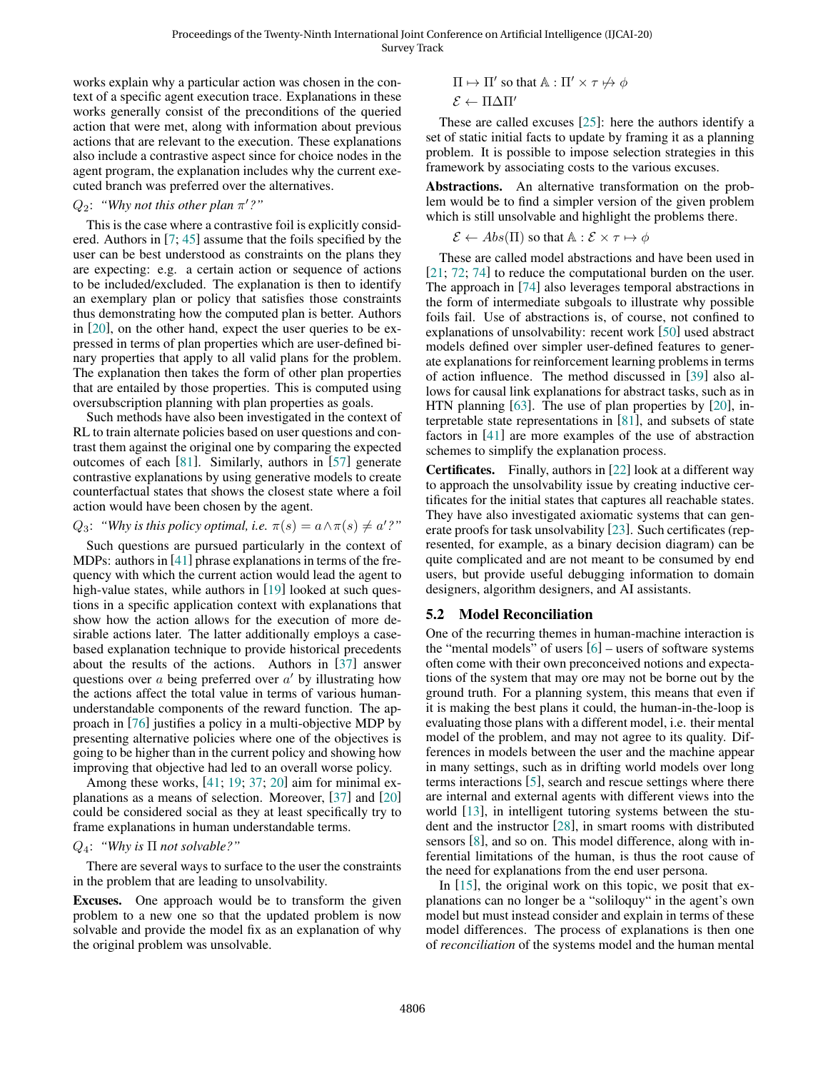works explain why a particular action was chosen in the context of a specific agent execution trace. Explanations in these works generally consist of the preconditions of the queried action that were met, along with information about previous actions that are relevant to the execution. These explanations also include a contrastive aspect since for choice nodes in the agent program, the explanation includes why the current executed branch was preferred over the alternatives.

$Q_2$: *"Why not this other plan $\pi'$?"*

This is the case where a contrastive foil is explicitly considered. Authors in [7; 45] assume that the foils specified by the user can be best understood as constraints on the plans they are expecting: e.g. a certain action or sequence of actions to be included/excluded. The explanation is then to identify an exemplary plan or policy that satisfies those constraints thus demonstrating how the computed plan is better. Authors in [20], on the other hand, expect the user queries to be expressed in terms of plan properties which are user-defined binary properties that apply to all valid plans for the problem. The explanation then takes the form of other plan properties that are entailed by those properties. This is computed using oversubscription planning with plan properties as goals.

Such methods have also been investigated in the context of RL to train alternate policies based on user questions and contrast them against the original one by comparing the expected outcomes of each [81]. Similarly, authors in [57] generate contrastive explanations by using generative models to create counterfactual states that shows the closest state where a foil action would have been chosen by the agent.

$Q_3$: *"Why is this policy optimal, i.e. $\pi(s) = a \wedge \pi(s) \neq a'$?"*

Such questions are pursued particularly in the context of MDPs: authors in [41] phrase explanations in terms of the frequency with which the current action would lead the agent to high-value states, while authors in [19] looked at such questions in a specific application context with explanations that show how the action allows for the execution of more desirable actions later. The latter additionally employs a case-based explanation technique to provide historical precedents about the results of the actions. Authors in [37] answer questions over $a$ being preferred over $a'$ by illustrating how the actions affect the total value in terms of various human-understandable components of the reward function. The approach in [76] justifies a policy in a multi-objective MDP by presenting alternative policies where one of the objectives is going to be higher than in the current policy and showing how improving that objective had led to an overall worse policy.

Among these works, [41; 19; 37; 20] aim for minimal explanations as a means of selection. Moreover, [37] and [20] could be considered social as they at least specifically try to frame explanations in human understandable terms.

$Q_4$: *"Why is $\Pi$ not solvable?"*

There are several ways to surface to the user the constraints in the problem that are leading to unsolvability.

**Excuses.** One approach would be to transform the given problem to a new one so that the updated problem is now solvable and provide the model fix as an explanation of why the original problem was unsolvable.

$$\Pi \mapsto \Pi' \text{ so that } \mathbb{A} : \Pi' \times \tau \not\mapsto \phi$$
$$\mathcal{E} \leftarrow \Pi \Delta \Pi'$$

These are called excuses [25]: here the authors identify a set of static initial facts to update by framing it as a planning problem. It is possible to impose selection strategies in this framework by associating costs to the various excuses.

**Abstractions.** An alternative transformation on the problem would be to find a simpler version of the given problem which is still unsolvable and highlight the problems there.

$$\mathcal{E} \leftarrow Abs(\Pi) \text{ so that } \mathbb{A} : \mathcal{E} \times \tau \mapsto \phi$$

These are called model abstractions and have been used in [21; 72; 74] to reduce the computational burden on the user. The approach in [74] also leverages temporal abstractions in the form of intermediate subgoals to illustrate why possible foils fail. Use of abstractions is, of course, not confined to explanations of unsolvability: recent work [50] used abstract models defined over simpler user-defined features to generate explanations for reinforcement learning problems in terms of action influence. The method discussed in [39] also allows for causal link explanations for abstract tasks, such as in HTN planning [63]. The use of plan properties by [20], interpretable state representations in [81], and subsets of state factors in [41] are more examples of the use of abstraction schemes to simplify the explanation process.

**Certificates.** Finally, authors in [22] look at a different way to approach the unsolvability issue by creating inductive certificates for the initial states that captures all reachable states. They have also investigated axiomatic systems that can generate proofs for task unsolvability [23]. Such certificates (represented, for example, as a binary decision diagram) can be quite complicated and are not meant to be consumed by end users, but provide useful debugging information to domain designers, algorithm designers, and AI assistants.

## 5.2 Model Reconciliation

One of the recurring themes in human-machine interaction is the "mental models" of users [6] – users of software systems often come with their own preconceived notions and expectations of the system that may ore may not be borne out by the ground truth. For a planning system, this means that even if it is making the best plans it could, the human-in-the-loop is evaluating those plans with a different model, i.e. their mental model of the problem, and may not agree to its quality. Differences in models between the user and the machine appear in many settings, such as in drifting world models over long terms interactions [5], search and rescue settings where there are internal and external agents with different views into the world [13], in intelligent tutoring systems between the student and the instructor [28], in smart rooms with distributed sensors [8], and so on. This model difference, along with inferential limitations of the human, is thus the root cause of the need for explanations from the end user persona.

In [15], the original work on this topic, we posit that explanations can no longer be a "soliloquy" in the agent's own model but must instead consider and explain in terms of these model differences. The process of explanations is then one of *reconciliation* of the systems model and the human mental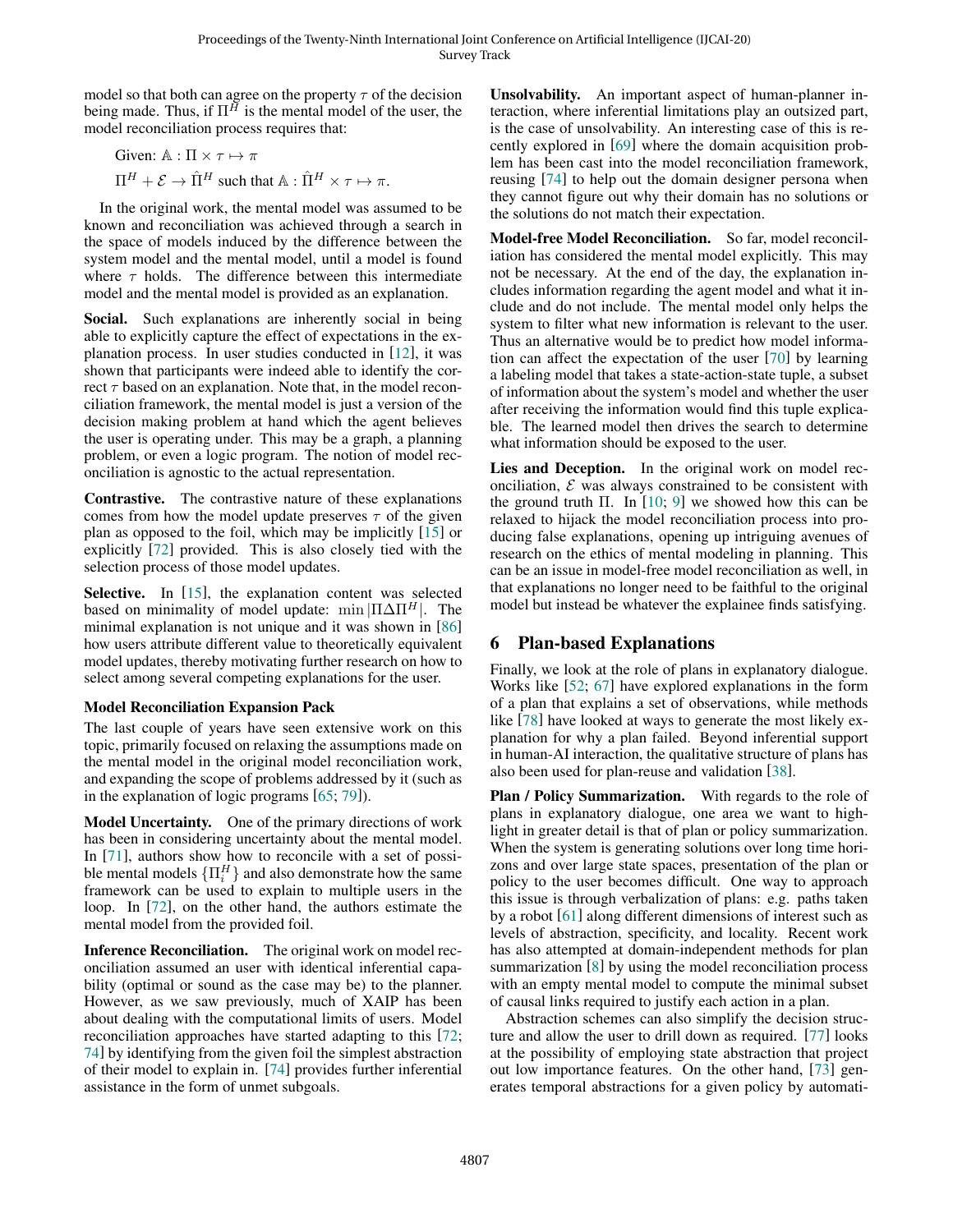model so that both can agree on the property $\tau$ of the decision being made. Thus, if $\Pi^H$ is the mental model of the user, the model reconciliation process requires that:

$$\text{Given: } \mathbb{A} : \Pi \times \tau \mapsto \pi$$

$$\Pi^H + \mathcal{E} \rightarrow \hat{\Pi}^H \text{ such that } \mathbb{A} : \hat{\Pi}^H \times \tau \mapsto \pi.$$

In the original work, the mental model was assumed to be known and reconciliation was achieved through a search in the space of models induced by the difference between the system model and the mental model, until a model is found where $\tau$ holds. The difference between this intermediate model and the mental model is provided as an explanation.

**Social.** Such explanations are inherently social in being able to explicitly capture the effect of expectations in the explanation process. In user studies conducted in [12], it was shown that participants were indeed able to identify the correct $\tau$ based on an explanation. Note that, in the model reconciliation framework, the mental model is just a version of the decision making problem at hand which the agent believes the user is operating under. This may be a graph, a planning problem, or even a logic program. The notion of model reconciliation is agnostic to the actual representation.

**Contrastive.** The contrastive nature of these explanations comes from how the model update preserves $\tau$ of the given plan as opposed to the foil, which may be implicitly [15] or explicitly [72] provided. This is also closely tied with the selection process of those model updates.

**Selective.** In [15], the explanation content was selected based on minimality of model update: $\min |\Pi \Delta \Pi^H|$. The minimal explanation is not unique and it was shown in [86] how users attribute different value to theoretically equivalent model updates, thereby motivating further research on how to select among several competing explanations for the user.

### Model Reconciliation Expansion Pack

The last couple of years have seen extensive work on this topic, primarily focused on relaxing the assumptions made on the mental model in the original model reconciliation work, and expanding the scope of problems addressed by it (such as in the explanation of logic programs [65; 79]).

**Model Uncertainty.** One of the primary directions of work has been in considering uncertainty about the mental model. In [71], authors show how to reconcile with a set of possible mental models $\{\Pi_i^H\}$ and also demonstrate how the same framework can be used to explain to multiple users in the loop. In [72], on the other hand, the authors estimate the mental model from the provided foil.

**Inference Reconciliation.** The original work on model reconciliation assumed an user with identical inferential capability (optimal or sound as the case may be) to the planner. However, as we saw previously, much of XAIP has been about dealing with the computational limits of users. Model reconciliation approaches have started adapting to this [72; 74] by identifying from the given foil the simplest abstraction of their model to explain in. [74] provides further inferential assistance in the form of unmet subgoals.

**Unsolvability.** An important aspect of human-planner interaction, where inferential limitations play an outsized part, is the case of unsolvability. An interesting case of this is recently explored in [69] where the domain acquisition problem has been cast into the model reconciliation framework, reusing [74] to help out the domain designer persona when they cannot figure out why their domain has no solutions or the solutions do not match their expectation.

**Model-free Model Reconciliation.** So far, model reconciliation has considered the mental model explicitly. This may not be necessary. At the end of the day, the explanation includes information regarding the agent model and what it include and do not include. The mental model only helps the system to filter what new information is relevant to the user. Thus an alternative would be to predict how model information can affect the expectation of the user [70] by learning a labeling model that takes a state-action-state tuple, a subset of information about the system's model and whether the user after receiving the information would find this tuple explicable. The learned model then drives the search to determine what information should be exposed to the user.

**Lies and Deception.** In the original work on model reconciliation, $\mathcal{E}$ was always constrained to be consistent with the ground truth $\Pi$. In [10; 9] we showed how this can be relaxed to hijack the model reconciliation process into producing false explanations, opening up intriguing avenues of research on the ethics of mental modeling in planning. This can be an issue in model-free model reconciliation as well, in that explanations no longer need to be faithful to the original model but instead be whatever the explainee finds satisfying.

## 6 Plan-based Explanations

Finally, we look at the role of plans in explanatory dialogue. Works like [52; 67] have explored explanations in the form of a plan that explains a set of observations, while methods like [78] have looked at ways to generate the most likely explanation for why a plan failed. Beyond inferential support in human-AI interaction, the qualitative structure of plans has also been used for plan-reuse and validation [38].

**Plan / Policy Summarization.** With regards to the role of plans in explanatory dialogue, one area we want to highlight in greater detail is that of plan or policy summarization. When the system is generating solutions over long time horizons and over large state spaces, presentation of the plan or policy to the user becomes difficult. One way to approach this issue is through verbalization of plans: e.g. paths taken by a robot [61] along different dimensions of interest such as levels of abstraction, specificity, and locality. Recent work has also attempted at domain-independent methods for plan summarization [8] by using the model reconciliation process with an empty mental model to compute the minimal subset of causal links required to justify each action in a plan.

Abstraction schemes can also simplify the decision structure and allow the user to drill down as required. [77] looks at the possibility of employing state abstraction that project out low importance features. On the other hand, [73] generates temporal abstractions for a given policy by automati-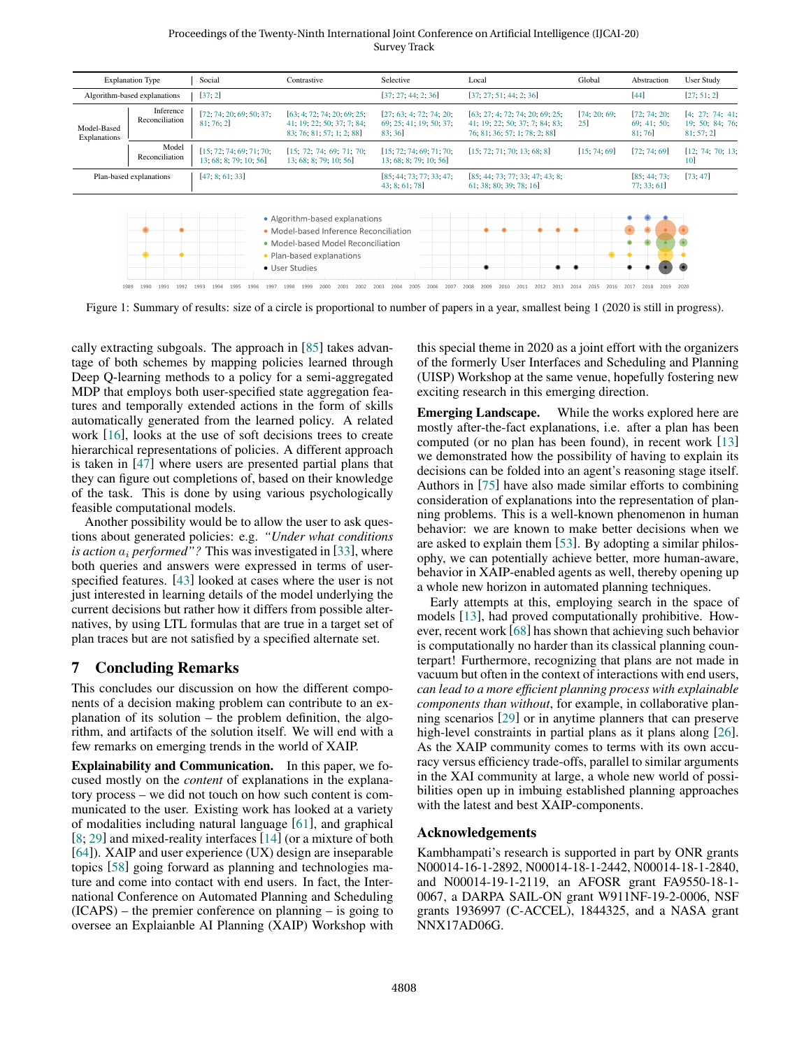| Explanation Type | | Social | Contrastive | Selective | Local | Global | Abstraction | User Study |
|---|---|---|---|---|---|---|---|---|
| Algorithm-based explanations | | [37; 2] | | [37; 27; 44; 2; 36] | [37; 27; 51; 44; 2; 36] | | [44] | [27; 51; 2] |
| Model-Based Explanations | Inference Reconciliation | [72; 74; 20; 69; 50; 37; 81; 76; 2] | [63; 4; 72; 74; 20; 69; 25; 41; 19; 22; 50; 37; 7; 84; 83; 76; 81; 57; 1; 2; 88] | [27; 63; 4; 72; 74; 20; 69; 25; 41; 19; 50; 37; 83; 36] | [63; 27; 4; 72; 74; 20; 69; 25; 41; 19; 22; 50; 37; 7; 84; 83; 76; 81; 36; 57; 1; 78; 2; 88] | [74; 20; 69; 25] | [72; 74; 20; 69; 41; 50; 81; 76] | [4; 27; 74; 41; 19; 50; 84; 76; 81; 57; 2] |
| | Model Reconciliation | [15; 72; 74; 69; 71; 70; 13; 68; 8; 79; 10; 56] | [15; 72; 74; 69; 71; 70; 13; 68; 8; 79; 10; 56] | [15; 72; 74; 69; 71; 70; 13; 68; 8; 79; 10; 56] | [15; 72; 71; 70; 13; 68; 8] | [15; 74; 69] | [72; 74; 69] | [12; 74; 70; 13; 10] |
| Plan-based explanations | | [47; 8; 61; 33] | | [85; 44; 73; 77; 33; 47; 43; 8; 61; 78] | [85; 44; 73; 77; 33; 47; 43; 8; 61; 38; 80; 39; 78; 16] | | [85; 44; 73; 77; 33; 61] | [73; 47] |

Figure 1: Summary of results: size of a circle is proportional to number of papers in a year, smallest being 1 (2020 is still in progress).

cally extracting subgoals. The approach in [85] takes advantage of both schemes by mapping policies learned through Deep Q-learning methods to a policy for a semi-aggregated MDP that employs both user-specified state aggregation features and temporally extended actions in the form of skills automatically generated from the learned policy. A related work [16], looks at the use of soft decisions trees to create hierarchical representations of policies. A different approach is taken in [47] where users are presented partial plans that they can figure out completions of, based on their knowledge of the task. This is done by using various psychologically feasible computational models.

Another possibility would be to allow the user to ask questions about generated policies: e.g. *"Under what conditions is action $a_i$ performed"?* This was investigated in [33], where both queries and answers were expressed in terms of user-specified features. [43] looked at cases where the user is not just interested in learning details of the model underlying the current decisions but rather how it differs from possible alternatives, by using LTL formulas that are true in a target set of plan traces but are not satisfied by a specified alternate set.

## 7 Concluding Remarks

This concludes our discussion on how the different components of a decision making problem can contribute to an explanation of its solution – the problem definition, the algorithm, and artifacts of the solution itself. We will end with a few remarks on emerging trends in the world of XAIP.

**Explainability and Communication.** In this paper, we focused mostly on the *content* of explanations in the explanatory process – we did not touch on how such content is communicated to the user. Existing work has looked at a variety of modalities including natural language [61], and graphical [8; 29] and mixed-reality interfaces [14] (or a mixture of both [64]). XAIP and user experience (UX) design are inseparable topics [58] going forward as planning and technologies mature and come into contact with end users. In fact, the International Conference on Automated Planning and Scheduling (ICAPS) – the premier conference on planning – is going to oversee an Explaianble AI Planning (XAIP) Workshop with this special theme in 2020 as a joint effort with the organizers of the formerly User Interfaces and Scheduling and Planning (UISP) Workshop at the same venue, hopefully fostering new exciting research in this emerging direction.

**Emerging Landscape.** While the works explored here are mostly after-the-fact explanations, i.e. after a plan has been computed (or no plan has been found), in recent work [13] we demonstrated how the possibility of having to explain its decisions can be folded into an agent's reasoning stage itself. Authors in [75] have also made similar efforts to combining consideration of explanations into the representation of planning problems. This is a well-known phenomenon in human behavior: we are known to make better decisions when we are asked to explain them [53]. By adopting a similar philosophy, we can potentially achieve better, more human-aware, behavior in XAIP-enabled agents as well, thereby opening up a whole new horizon in automated planning techniques.

Early attempts at this, employing search in the space of models [13], had proved computationally prohibitive. However, recent work [68] has shown that achieving such behavior is computationally no harder than its classical planning counterpart! Furthermore, recognizing that plans are not made in vacuum but often in the context of interactions with end users, *can lead to a more efficient planning process with explainable components than without*, for example, in collaborative planning scenarios [29] or in anytime planners that can preserve high-level constraints in partial plans as it plans along [26]. As the XAIP community comes to terms with its own accuracy versus efficiency trade-offs, parallel to similar arguments in the XAI community at large, a whole new world of possibilities open up in imbuing established planning approaches with the latest and best XAIP-components.

## Acknowledgements

Kambhampati's research is supported in part by ONR grants N00014-16-1-2892, N00014-18-1-2442, N00014-18-1-2840, and N00014-19-1-2119, an AFOSR grant FA9550-18-1-0067, a DARPA SAIL-ON grant W911NF-19-2-0006, NSF grants 1936997 (C-ACCEL), 1844325, and a NASA grant NNX17AD06G.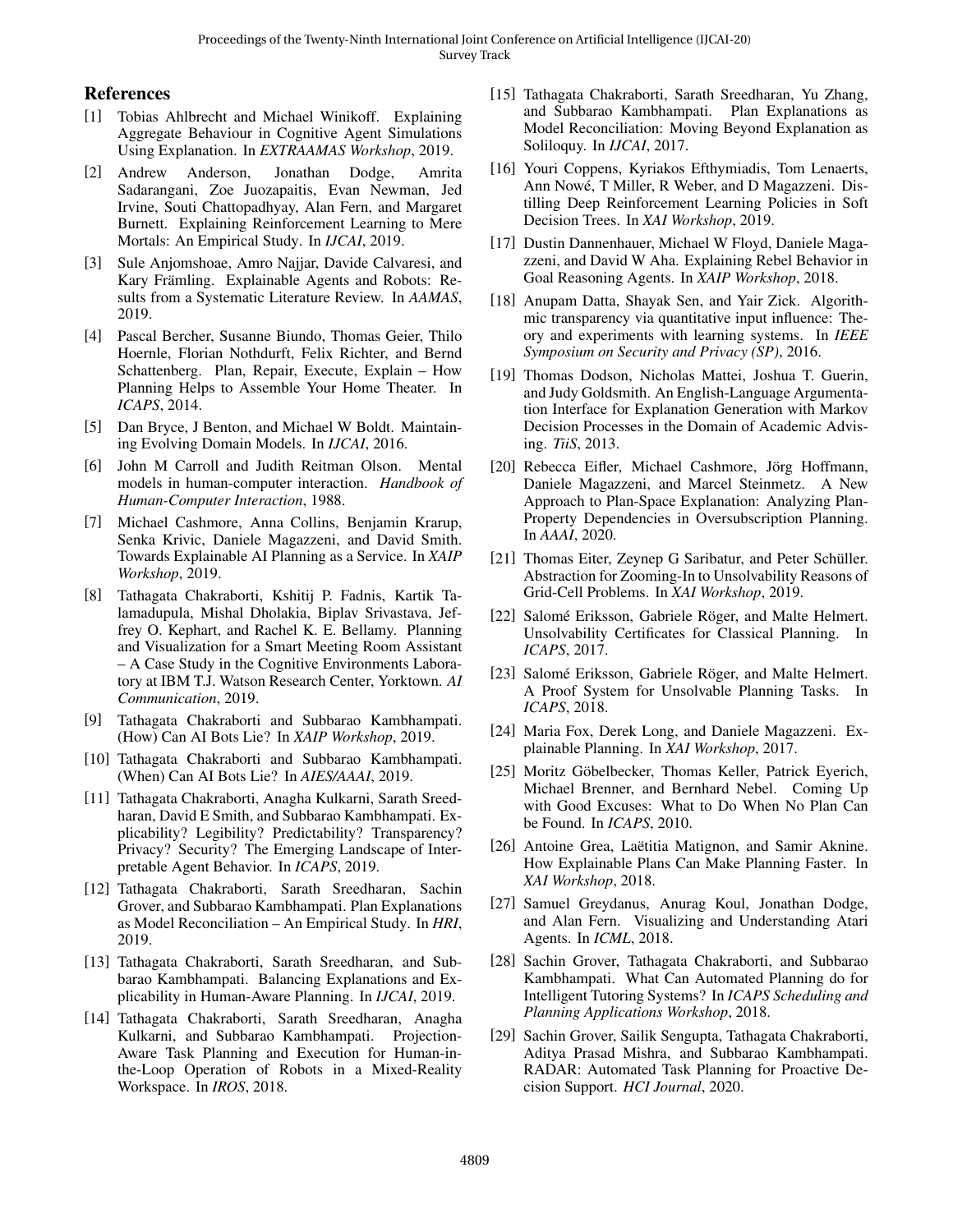## References

[1] Tobias Ahlbrecht and Michael Winikoff. Explaining Aggregate Behaviour in Cognitive Agent Simulations Using Explanation. In *EXTRAAMAS Workshop*, 2019.

[2] Andrew Anderson, Jonathan Dodge, Amrita Sadarangani, Zoe Juozapaitis, Evan Newman, Jed Irvine, Souti Chattopadhyay, Alan Fern, and Margaret Burnett. Explaining Reinforcement Learning to Mere Mortals: An Empirical Study. In *IJCAI*, 2019.

[3] Sule Anjomshoae, Amro Najjar, Davide Calvaresi, and Kary Främling. Explainable Agents and Robots: Results from a Systematic Literature Review. In *AAMAS*, 2019.

[4] Pascal Bercher, Susanne Biundo, Thomas Geier, Thilo Hoernle, Florian Nothdurft, Felix Richter, and Bernd Schattenberg. Plan, Repair, Execute, Explain – How Planning Helps to Assemble Your Home Theater. In *ICAPS*, 2014.

[5] Dan Bryce, J Benton, and Michael W Boldt. Maintaining Evolving Domain Models. In *IJCAI*, 2016.

[6] John M Carroll and Judith Reitman Olson. Mental models in human-computer interaction. *Handbook of Human-Computer Interaction*, 1988.

[7] Michael Cashmore, Anna Collins, Benjamin Krarup, Senka Krivic, Daniele Magazzeni, and David Smith. Towards Explainable AI Planning as a Service. In *XAIP Workshop*, 2019.

[8] Tathagata Chakraborti, Kshitij P. Fadnis, Kartik Talamadupula, Mishal Dholakia, Biplav Srivastava, Jeffrey O. Kephart, and Rachel K. E. Bellamy. Planning and Visualization for a Smart Meeting Room Assistant – A Case Study in the Cognitive Environments Laboratory at IBM T.J. Watson Research Center, Yorktown. *AI Communication*, 2019.

[9] Tathagata Chakraborti and Subbarao Kambhampati. (How) Can AI Bots Lie? In *XAIP Workshop*, 2019.

[10] Tathagata Chakraborti and Subbarao Kambhampati. (When) Can AI Bots Lie? In *AIES/AAAI*, 2019.

[11] Tathagata Chakraborti, Anagha Kulkarni, Sarath Sreedharan, David E Smith, and Subbarao Kambhampati. Explicability? Legibility? Predictability? Transparency? Privacy? Security? The Emerging Landscape of Interpretable Agent Behavior. In *ICAPS*, 2019.

[12] Tathagata Chakraborti, Sarath Sreedharan, Sachin Grover, and Subbarao Kambhampati. Plan Explanations as Model Reconciliation – An Empirical Study. In *HRI*, 2019.

[13] Tathagata Chakraborti, Sarath Sreedharan, and Subbarao Kambhampati. Balancing Explanations and Explicability in Human-Aware Planning. In *IJCAI*, 2019.

[14] Tathagata Chakraborti, Sarath Sreedharan, Anagha Kulkarni, and Subbarao Kambhampati. Projection-Aware Task Planning and Execution for Human-in-the-Loop Operation of Robots in a Mixed-Reality Workspace. In *IROS*, 2018.

[15] Tathagata Chakraborti, Sarath Sreedharan, Yu Zhang, and Subbarao Kambhampati. Plan Explanations as Model Reconciliation: Moving Beyond Explanation as Soliloquy. In *IJCAI*, 2017.

[16] Youri Coppens, Kyriakos Efthymiadis, Tom Lenaerts, Ann Nowé, T Miller, R Weber, and D Magazzeni. Distilling Deep Reinforcement Learning Policies in Soft Decision Trees. In *XAI Workshop*, 2019.

[17] Dustin Dannenhauer, Michael W Floyd, Daniele Magazzeni, and David W Aha. Explaining Rebel Behavior in Goal Reasoning Agents. In *XAIP Workshop*, 2018.

[18] Anupam Datta, Shayak Sen, and Yair Zick. Algorithmic transparency via quantitative input influence: Theory and experiments with learning systems. In *IEEE Symposium on Security and Privacy (SP)*, 2016.

[19] Thomas Dodson, Nicholas Mattei, Joshua T. Guerin, and Judy Goldsmith. An English-Language Argumentation Interface for Explanation Generation with Markov Decision Processes in the Domain of Academic Advising. *TiiS*, 2013.

[20] Rebecca Eifler, Michael Cashmore, Jörg Hoffmann, Daniele Magazzeni, and Marcel Steinmetz. A New Approach to Plan-Space Explanation: Analyzing Plan-Property Dependencies in Oversubscription Planning. In *AAAI*, 2020.

[21] Thomas Eiter, Zeynep G Saribatur, and Peter Schüller. Abstraction for Zooming-In to Unsolvability Reasons of Grid-Cell Problems. In *XAI Workshop*, 2019.

[22] Salomé Eriksson, Gabriele Röger, and Malte Helmert. Unsolvability Certificates for Classical Planning. In *ICAPS*, 2017.

[23] Salomé Eriksson, Gabriele Röger, and Malte Helmert. A Proof System for Unsolvable Planning Tasks. In *ICAPS*, 2018.

[24] Maria Fox, Derek Long, and Daniele Magazzeni. Explainable Planning. In *XAI Workshop*, 2017.

[25] Moritz Göbelbecker, Thomas Keller, Patrick Eyerich, Michael Brenner, and Bernhard Nebel. Coming Up with Good Excuses: What to Do When No Plan Can be Found. In *ICAPS*, 2010.

[26] Antoine Grea, Laëtitia Matignon, and Samir Aknine. How Explainable Plans Can Make Planning Faster. In *XAI Workshop*, 2018.

[27] Samuel Greydanus, Anurag Koul, Jonathan Dodge, and Alan Fern. Visualizing and Understanding Atari Agents. In *ICML*, 2018.

[28] Sachin Grover, Tathagata Chakraborti, and Subbarao Kambhampati. What Can Automated Planning do for Intelligent Tutoring Systems? In *ICAPS Scheduling and Planning Applications Workshop*, 2018.

[29] Sachin Grover, Sailik Sengupta, Tathagata Chakraborti, Aditya Prasad Mishra, and Subbarao Kambhampati. RADAR: Automated Task Planning for Proactive Decision Support. *HCI Journal*, 2020.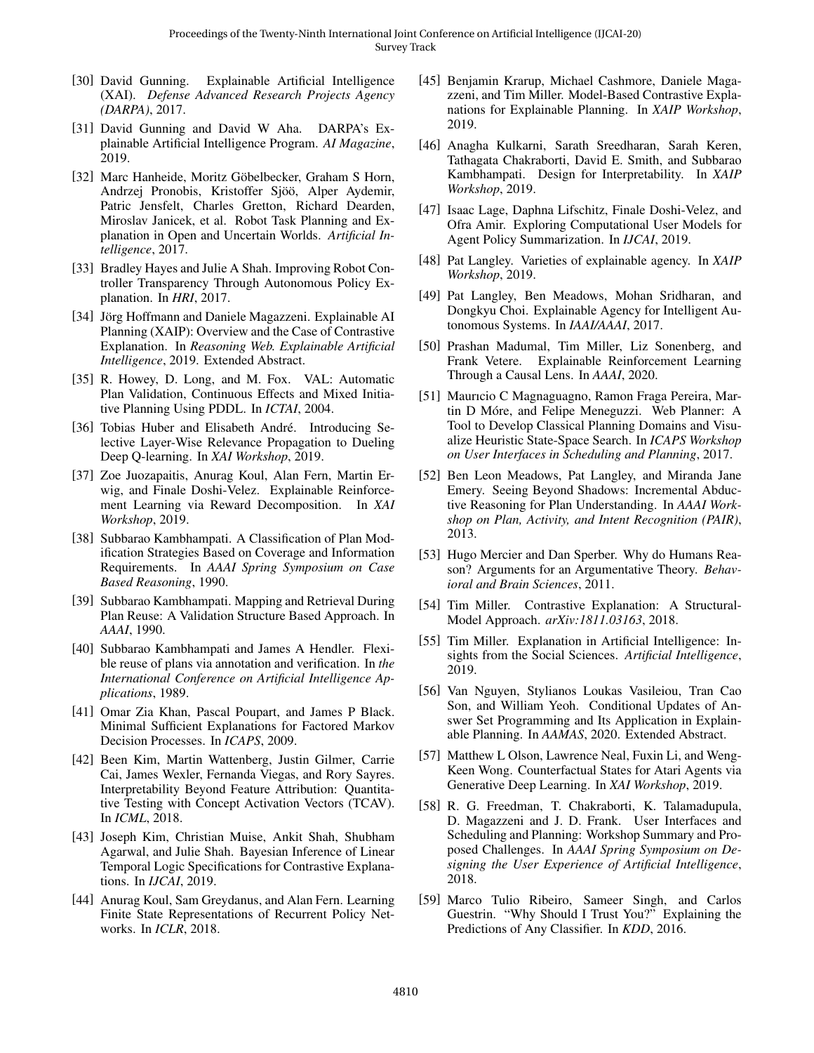[30] David Gunning. Explainable Artificial Intelligence (XAI). *Defense Advanced Research Projects Agency (DARPA)*, 2017.

[31] David Gunning and David W Aha. DARPA's Explainable Artificial Intelligence Program. *AI Magazine*, 2019.

[32] Marc Hanheide, Moritz Göbelbecker, Graham S Horn, Andrzej Pronobis, Kristoffer Sjöö, Alper Aydemir, Patric Jensfelt, Charles Gretton, Richard Dearden, Miroslav Janicek, et al. Robot Task Planning and Explanation in Open and Uncertain Worlds. *Artificial Intelligence*, 2017.

[33] Bradley Hayes and Julie A Shah. Improving Robot Controller Transparency Through Autonomous Policy Explanation. In *HRI*, 2017.

[34] Jörg Hoffmann and Daniele Magazzeni. Explainable AI Planning (XAIP): Overview and the Case of Contrastive Explanation. In *Reasoning Web. Explainable Artificial Intelligence*, 2019. Extended Abstract.

[35] R. Howey, D. Long, and M. Fox. VAL: Automatic Plan Validation, Continuous Effects and Mixed Initiative Planning Using PDDL. In *ICTAI*, 2004.

[36] Tobias Huber and Elisabeth André. Introducing Selective Layer-Wise Relevance Propagation to Dueling Deep Q-learning. In *XAI Workshop*, 2019.

[37] Zoe Juozapaitis, Anurag Koul, Alan Fern, Martin Erwig, and Finale Doshi-Velez. Explainable Reinforcement Learning via Reward Decomposition. In *XAI Workshop*, 2019.

[38] Subbarao Kambhampati. A Classification of Plan Modification Strategies Based on Coverage and Information Requirements. In *AAAI Spring Symposium on Case Based Reasoning*, 1990.

[39] Subbarao Kambhampati. Mapping and Retrieval During Plan Reuse: A Validation Structure Based Approach. In *AAAI*, 1990.

[40] Subbarao Kambhampati and James A Hendler. Flexible reuse of plans via annotation and verification. In *the International Conference on Artificial Intelligence Applications*, 1989.

[41] Omar Zia Khan, Pascal Poupart, and James P Black. Minimal Sufficient Explanations for Factored Markov Decision Processes. In *ICAPS*, 2009.

[42] Been Kim, Martin Wattenberg, Justin Gilmer, Carrie Cai, James Wexler, Fernanda Viegas, and Rory Sayres. Interpretability Beyond Feature Attribution: Quantitative Testing with Concept Activation Vectors (TCAV). In *ICML*, 2018.

[43] Joseph Kim, Christian Muise, Ankit Shah, Shubham Agarwal, and Julie Shah. Bayesian Inference of Linear Temporal Logic Specifications for Contrastive Explanations. In *IJCAI*, 2019.

[44] Anurag Koul, Sam Greydanus, and Alan Fern. Learning Finite State Representations of Recurrent Policy Networks. In *ICLR*, 2018.

[45] Benjamin Krarup, Michael Cashmore, Daniele Magazzeni, and Tim Miller. Model-Based Contrastive Explanations for Explainable Planning. In *XAIP Workshop*, 2019.

[46] Anagha Kulkarni, Sarath Sreedharan, Sarah Keren, Tathagata Chakraborti, David E. Smith, and Subbarao Kambhampati. Design for Interpretability. In *XAIP Workshop*, 2019.

[47] Isaac Lage, Daphna Lifschitz, Finale Doshi-Velez, and Ofra Amir. Exploring Computational User Models for Agent Policy Summarization. In *IJCAI*, 2019.

[48] Pat Langley. Varieties of explainable agency. In *XAIP Workshop*, 2019.

[49] Pat Langley, Ben Meadows, Mohan Sridharan, and Dongkyu Choi. Explainable Agency for Intelligent Autonomous Systems. In *IAAI/AAAI*, 2017.

[50] Prashan Madumal, Tim Miller, Liz Sonenberg, and Frank Vetere. Explainable Reinforcement Learning Through a Causal Lens. In *AAAI*, 2020.

[51] Maurıcio C Magnaguagno, Ramon Fraga Pereira, Martin D Móre, and Felipe Meneguzzi. Web Planner: A Tool to Develop Classical Planning Domains and Visualize Heuristic State-Space Search. In *ICAPS Workshop on User Interfaces in Scheduling and Planning*, 2017.

[52] Ben Leon Meadows, Pat Langley, and Miranda Jane Emery. Seeing Beyond Shadows: Incremental Abductive Reasoning for Plan Understanding. In *AAAI Workshop on Plan, Activity, and Intent Recognition (PAIR)*, 2013.

[53] Hugo Mercier and Dan Sperber. Why do Humans Reason? Arguments for an Argumentative Theory. *Behavioral and Brain Sciences*, 2011.

[54] Tim Miller. Contrastive Explanation: A Structural-Model Approach. *arXiv:1811.03163*, 2018.

[55] Tim Miller. Explanation in Artificial Intelligence: Insights from the Social Sciences. *Artificial Intelligence*, 2019.

[56] Van Nguyen, Stylianos Loukas Vasileiou, Tran Cao Son, and William Yeoh. Conditional Updates of Answer Set Programming and Its Application in Explainable Planning. In *AAMAS*, 2020. Extended Abstract.

[57] Matthew L Olson, Lawrence Neal, Fuxin Li, and Weng-Keen Wong. Counterfactual States for Atari Agents via Generative Deep Learning. In *XAI Workshop*, 2019.

[58] R. G. Freedman, T. Chakraborti, K. Talamadupula, D. Magazzeni and J. D. Frank. User Interfaces and Scheduling and Planning: Workshop Summary and Proposed Challenges. In *AAAI Spring Symposium on Designing the User Experience of Artificial Intelligence*, 2018.

[59] Marco Tulio Ribeiro, Sameer Singh, and Carlos Guestrin. "Why Should I Trust You?" Explaining the Predictions of Any Classifier. In *KDD*, 2016.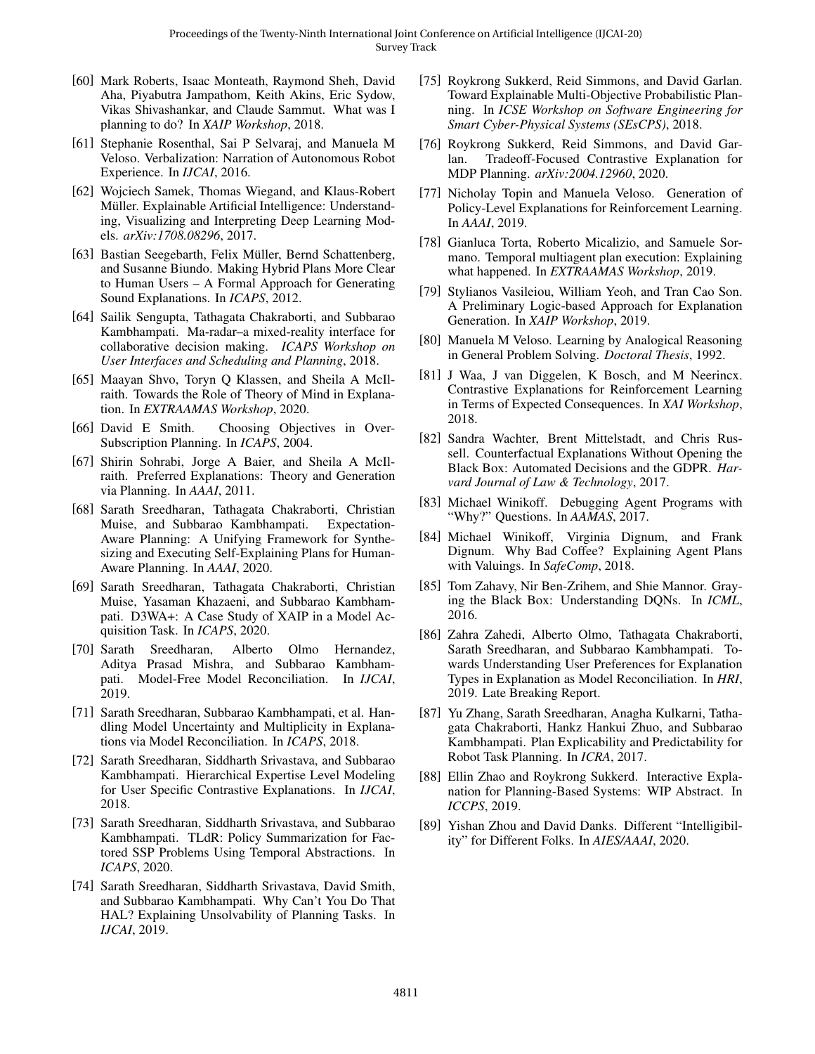[60] Mark Roberts, Isaac Monteath, Raymond Sheh, David Aha, Piyabutra Jampathom, Keith Akins, Eric Sydow, Vikas Shivashankar, and Claude Sammut. What was I planning to do? In *XAIP Workshop*, 2018.

[61] Stephanie Rosenthal, Sai P Selvaraj, and Manuela M Veloso. Verbalization: Narration of Autonomous Robot Experience. In *IJCAI*, 2016.

[62] Wojciech Samek, Thomas Wiegand, and Klaus-Robert Müller. Explainable Artificial Intelligence: Understanding, Visualizing and Interpreting Deep Learning Models. *arXiv:1708.08296*, 2017.

[63] Bastian Seegebarth, Felix Müller, Bernd Schattenberg, and Susanne Biundo. Making Hybrid Plans More Clear to Human Users – A Formal Approach for Generating Sound Explanations. In *ICAPS*, 2012.

[64] Sailik Sengupta, Tathagata Chakraborti, and Subbarao Kambhampati. Ma-radar–a mixed-reality interface for collaborative decision making. *ICAPS Workshop on User Interfaces and Scheduling and Planning*, 2018.

[65] Maayan Shvo, Toryn Q Klassen, and Sheila A McIlraith. Towards the Role of Theory of Mind in Explanation. In *EXTRAAMAS Workshop*, 2020.

[66] David E Smith. Choosing Objectives in Over-Subscription Planning. In *ICAPS*, 2004.

[67] Shirin Sohrabi, Jorge A Baier, and Sheila A McIlraith. Preferred Explanations: Theory and Generation via Planning. In *AAAI*, 2011.

[68] Sarath Sreedharan, Tathagata Chakraborti, Christian Muise, and Subbarao Kambhampati. Expectation-Aware Planning: A Unifying Framework for Synthesizing and Executing Self-Explaining Plans for Human-Aware Planning. In *AAAI*, 2020.

[69] Sarath Sreedharan, Tathagata Chakraborti, Christian Muise, Yasaman Khazaeni, and Subbarao Kambhampati. D3WA+: A Case Study of XAIP in a Model Acquisition Task. In *ICAPS*, 2020.

[70] Sarath Sreedharan, Alberto Olmo Hernandez, Aditya Prasad Mishra, and Subbarao Kambhampati. Model-Free Model Reconciliation. In *IJCAI*, 2019.

[71] Sarath Sreedharan, Subbarao Kambhampati, et al. Handling Model Uncertainty and Multiplicity in Explanations via Model Reconciliation. In *ICAPS*, 2018.

[72] Sarath Sreedharan, Siddharth Srivastava, and Subbarao Kambhampati. Hierarchical Expertise Level Modeling for User Specific Contrastive Explanations. In *IJCAI*, 2018.

[73] Sarath Sreedharan, Siddharth Srivastava, and Subbarao Kambhampati. TLdR: Policy Summarization for Factored SSP Problems Using Temporal Abstractions. In *ICAPS*, 2020.

[74] Sarath Sreedharan, Siddharth Srivastava, David Smith, and Subbarao Kambhampati. Why Can't You Do That HAL? Explaining Unsolvability of Planning Tasks. In *IJCAI*, 2019.

[75] Roykrong Sukkerd, Reid Simmons, and David Garlan. Toward Explainable Multi-Objective Probabilistic Planning. In *ICSE Workshop on Software Engineering for Smart Cyber-Physical Systems (SEsCPS)*, 2018.

[76] Roykrong Sukkerd, Reid Simmons, and David Garlan. Tradeoff-Focused Contrastive Explanation for MDP Planning. *arXiv:2004.12960*, 2020.

[77] Nicholay Topin and Manuela Veloso. Generation of Policy-Level Explanations for Reinforcement Learning. In *AAAI*, 2019.

[78] Gianluca Torta, Roberto Micalizio, and Samuele Sormano. Temporal multiagent plan execution: Explaining what happened. In *EXTRAAMAS Workshop*, 2019.

[79] Stylianos Vasileiou, William Yeoh, and Tran Cao Son. A Preliminary Logic-based Approach for Explanation Generation. In *XAIP Workshop*, 2019.

[80] Manuela M Veloso. Learning by Analogical Reasoning in General Problem Solving. *Doctoral Thesis*, 1992.

[81] J Waa, J van Diggelen, K Bosch, and M Neerincx. Contrastive Explanations for Reinforcement Learning in Terms of Expected Consequences. In *XAI Workshop*, 2018.

[82] Sandra Wachter, Brent Mittelstadt, and Chris Russell. Counterfactual Explanations Without Opening the Black Box: Automated Decisions and the GDPR. *Harvard Journal of Law & Technology*, 2017.

[83] Michael Winikoff. Debugging Agent Programs with "Why?" Questions. In *AAMAS*, 2017.

[84] Michael Winikoff, Virginia Dignum, and Frank Dignum. Why Bad Coffee? Explaining Agent Plans with Valuings. In *SafeComp*, 2018.

[85] Tom Zahavy, Nir Ben-Zrihem, and Shie Mannor. Graying the Black Box: Understanding DQNs. In *ICML*, 2016.

[86] Zahra Zahedi, Alberto Olmo, Tathagata Chakraborti, Sarath Sreedharan, and Subbarao Kambhampati. Towards Understanding User Preferences for Explanation Types in Explanation as Model Reconciliation. In *HRI*, 2019. Late Breaking Report.

[87] Yu Zhang, Sarath Sreedharan, Anagha Kulkarni, Tathagata Chakraborti, Hankz Hankui Zhuo, and Subbarao Kambhampati. Plan Explicability and Predictability for Robot Task Planning. In *ICRA*, 2017.

[88] Ellin Zhao and Roykrong Sukkerd. Interactive Explanation for Planning-Based Systems: WIP Abstract. In *ICCPS*, 2019.

[89] Yishan Zhou and David Danks. Different "Intelligibility" for Different Folks. In *AIES/AAAI*, 2020.